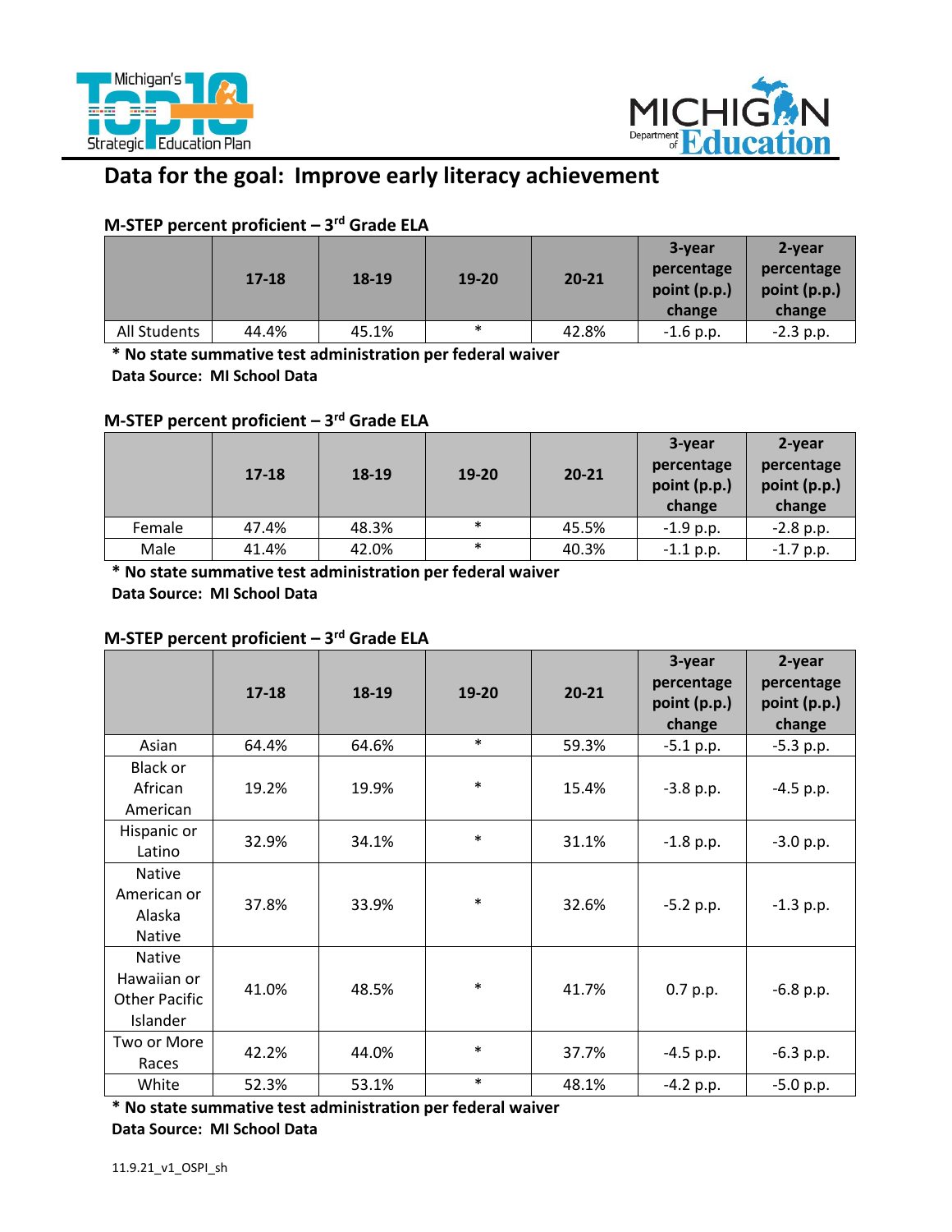# Data for the goal: Improve early literacy achievement

### M-STEP percent proficient – 3rd Grade ELA

| | 17-18 | 18-19 | 19-20 | 20-21 | 3-year percentage point (p.p.) change | 2-year percentage point (p.p.) change |
|---|---|---|---|---|---|---|
| All Students | 44.4% | 45.1% | * | 42.8% | -1.6 p.p. | -2.3 p.p. |

**\* No state summative test administration per federal waiver**

**Data Source: MI School Data**

### M-STEP percent proficient – 3rd Grade ELA

| | 17-18 | 18-19 | 19-20 | 20-21 | 3-year percentage point (p.p.) change | 2-year percentage point (p.p.) change |
|---|---|---|---|---|---|---|
| Female | 47.4% | 48.3% | * | 45.5% | -1.9 p.p. | -2.8 p.p. |
| Male | 41.4% | 42.0% | * | 40.3% | -1.1 p.p. | -1.7 p.p. |

**\* No state summative test administration per federal waiver**

**Data Source: MI School Data**

### M-STEP percent proficient – 3rd Grade ELA

| | 17-18 | 18-19 | 19-20 | 20-21 | 3-year percentage point (p.p.) change | 2-year percentage point (p.p.) change |
|---|---|---|---|---|---|---|
| Asian | 64.4% | 64.6% | * | 59.3% | -5.1 p.p. | -5.3 p.p. |
| Black or African American | 19.2% | 19.9% | * | 15.4% | -3.8 p.p. | -4.5 p.p. |
| Hispanic or Latino | 32.9% | 34.1% | * | 31.1% | -1.8 p.p. | -3.0 p.p. |
| Native American or Alaska Native | 37.8% | 33.9% | * | 32.6% | -5.2 p.p. | -1.3 p.p. |
| Native Hawaiian or Other Pacific Islander | 41.0% | 48.5% | * | 41.7% | 0.7 p.p. | -6.8 p.p. |
| Two or More Races | 42.2% | 44.0% | * | 37.7% | -4.5 p.p. | -6.3 p.p. |
| White | 52.3% | 53.1% | * | 48.1% | -4.2 p.p. | -5.0 p.p. |

**\* No state summative test administration per federal waiver**

**Data Source: MI School Data**

11.9.21_v1_OSPI_sh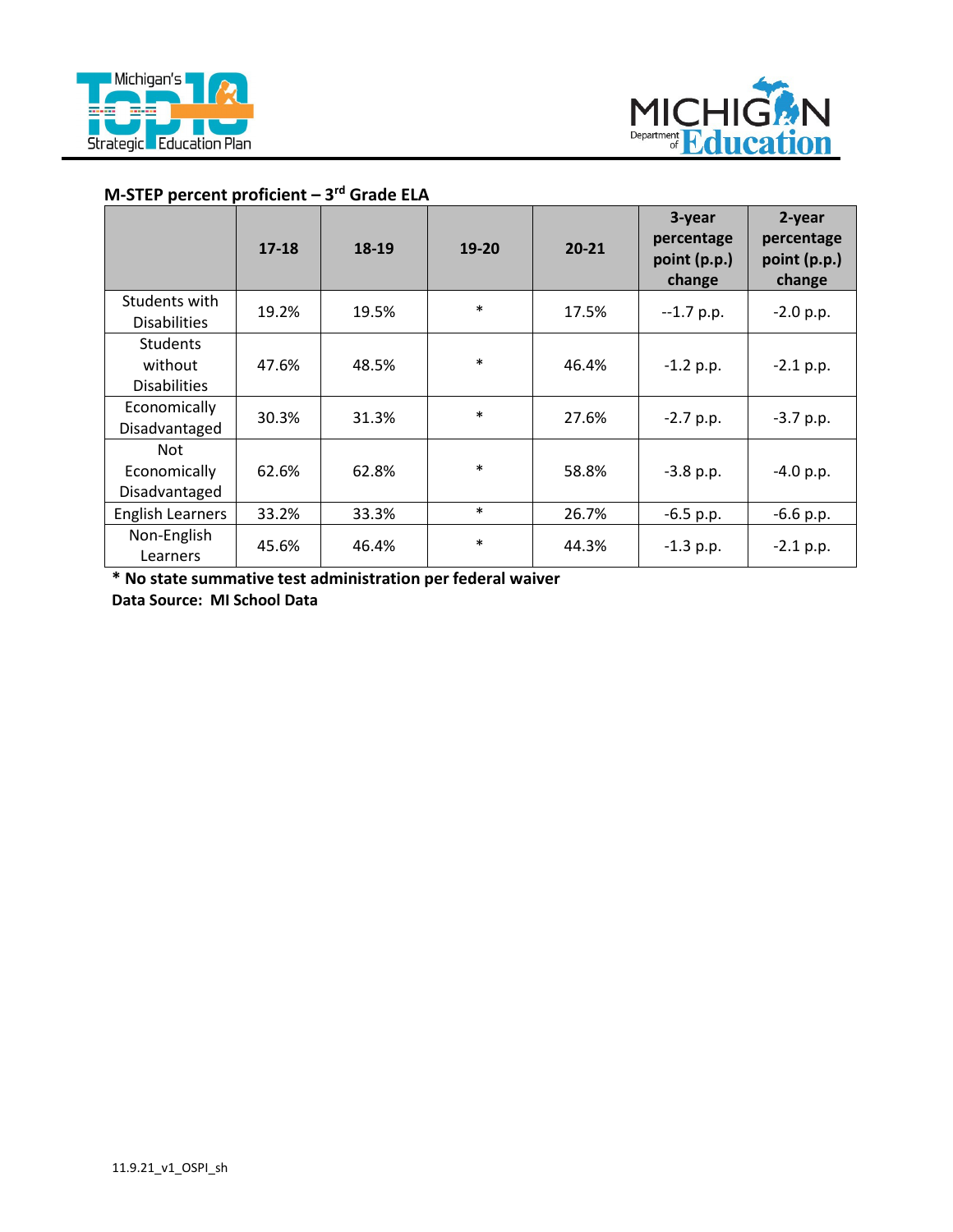**M-STEP percent proficient – 3rd Grade ELA**

| | 17-18 | 18-19 | 19-20 | 20-21 | 3-year percentage point (p.p.) change | 2-year percentage point (p.p.) change |
|---|---|---|---|---|---|---|
| Students with Disabilities | 19.2% | 19.5% | * | 17.5% | --1.7 p.p. | -2.0 p.p. |
| Students without Disabilities | 47.6% | 48.5% | * | 46.4% | -1.2 p.p. | -2.1 p.p. |
| Economically Disadvantaged | 30.3% | 31.3% | * | 27.6% | -2.7 p.p. | -3.7 p.p. |
| Not Economically Disadvantaged | 62.6% | 62.8% | * | 58.8% | -3.8 p.p. | -4.0 p.p. |
| English Learners | 33.2% | 33.3% | * | 26.7% | -6.5 p.p. | -6.6 p.p. |
| Non-English Learners | 45.6% | 46.4% | * | 44.3% | -1.3 p.p. | -2.1 p.p. |

**\* No state summative test administration per federal waiver**

**Data Source: MI School Data**

11.9.21_v1_OSPI_sh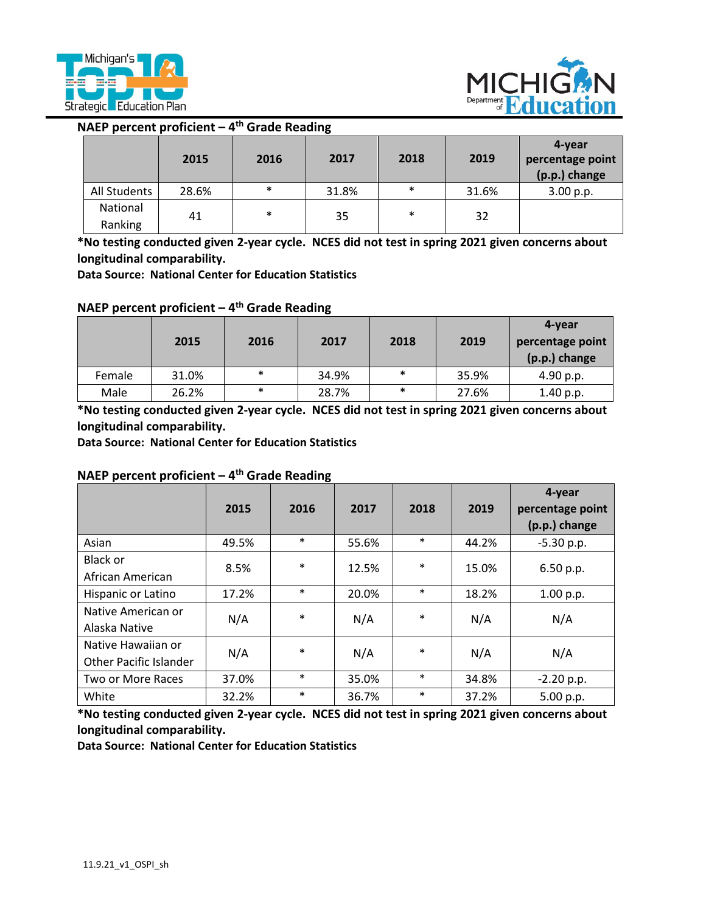NAEP percent proficient – 4th Grade Reading

| | 2015 | 2016 | 2017 | 2018 | 2019 | 4-year percentage point (p.p.) change |
|---|---|---|---|---|---|---|
| All Students | 28.6% | * | 31.8% | * | 31.6% | 3.00 p.p. |
| National Ranking | 41 | * | 35 | * | 32 | |

**\*No testing conducted given 2-year cycle. NCES did not test in spring 2021 given concerns about longitudinal comparability.**

**Data Source: National Center for Education Statistics**

NAEP percent proficient – 4th Grade Reading

| | 2015 | 2016 | 2017 | 2018 | 2019 | 4-year percentage point (p.p.) change |
|---|---|---|---|---|---|---|
| Female | 31.0% | * | 34.9% | * | 35.9% | 4.90 p.p. |
| Male | 26.2% | * | 28.7% | * | 27.6% | 1.40 p.p. |

**\*No testing conducted given 2-year cycle. NCES did not test in spring 2021 given concerns about longitudinal comparability.**

**Data Source: National Center for Education Statistics**

NAEP percent proficient – 4th Grade Reading

| | 2015 | 2016 | 2017 | 2018 | 2019 | 4-year percentage point (p.p.) change |
|---|---|---|---|---|---|---|
| Asian | 49.5% | * | 55.6% | * | 44.2% | -5.30 p.p. |
| Black or African American | 8.5% | * | 12.5% | * | 15.0% | 6.50 p.p. |
| Hispanic or Latino | 17.2% | * | 20.0% | * | 18.2% | 1.00 p.p. |
| Native American or Alaska Native | N/A | * | N/A | * | N/A | N/A |
| Native Hawaiian or Other Pacific Islander | N/A | * | N/A | * | N/A | N/A |
| Two or More Races | 37.0% | * | 35.0% | * | 34.8% | -2.20 p.p. |
| White | 32.2% | * | 36.7% | * | 37.2% | 5.00 p.p. |

**\*No testing conducted given 2-year cycle. NCES did not test in spring 2021 given concerns about longitudinal comparability.**

**Data Source: National Center for Education Statistics**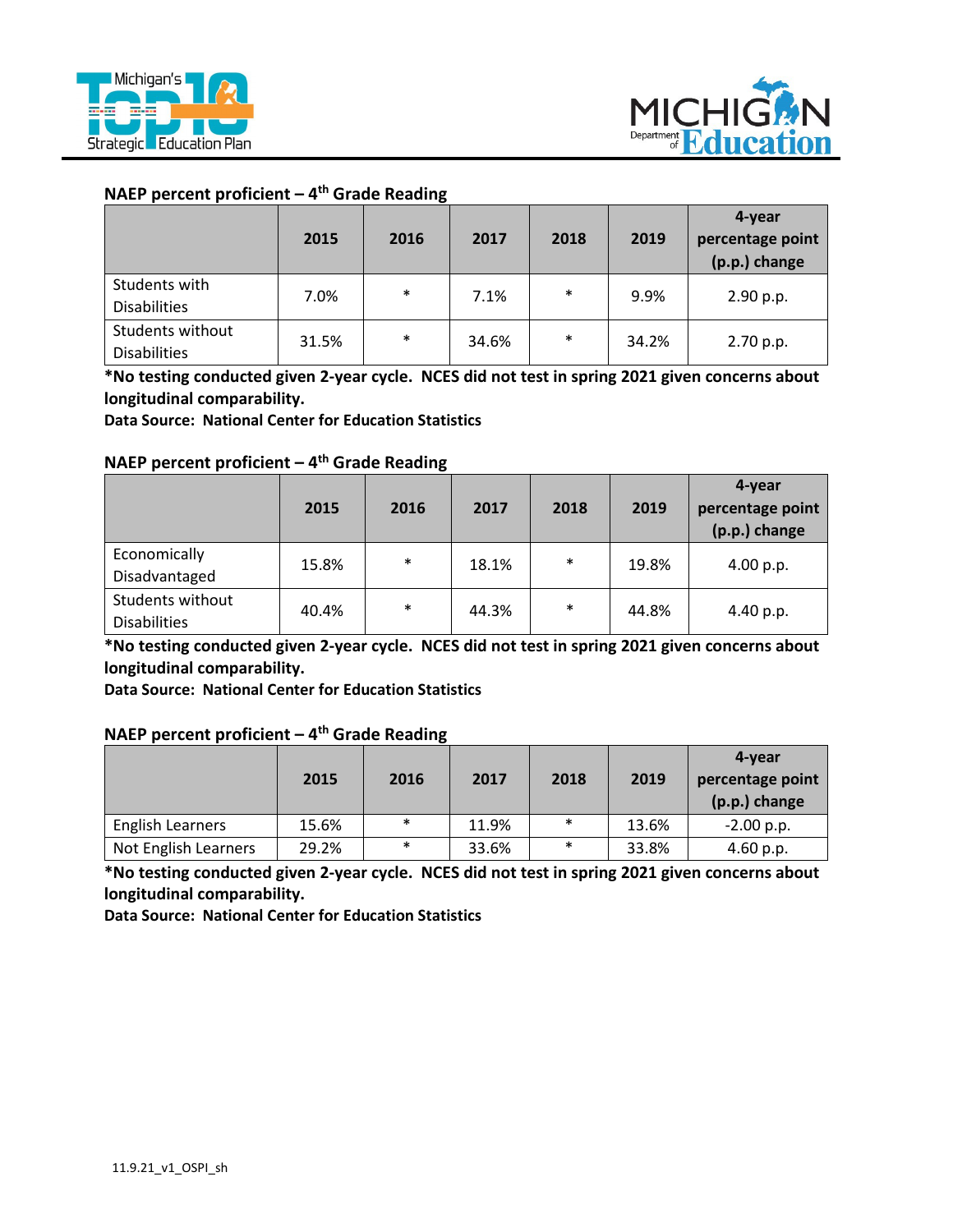**NAEP percent proficient – 4th Grade Reading**

| | 2015 | 2016 | 2017 | 2018 | 2019 | 4-year percentage point (p.p.) change |
|---|---|---|---|---|---|---|
| Students with Disabilities | 7.0% | * | 7.1% | * | 9.9% | 2.90 p.p. |
| Students without Disabilities | 31.5% | * | 34.6% | * | 34.2% | 2.70 p.p. |

**\*No testing conducted given 2-year cycle. NCES did not test in spring 2021 given concerns about longitudinal comparability.**

**Data Source: National Center for Education Statistics**

**NAEP percent proficient – 4th Grade Reading**

| | 2015 | 2016 | 2017 | 2018 | 2019 | 4-year percentage point (p.p.) change |
|---|---|---|---|---|---|---|
| Economically Disadvantaged | 15.8% | * | 18.1% | * | 19.8% | 4.00 p.p. |
| Students without Disabilities | 40.4% | * | 44.3% | * | 44.8% | 4.40 p.p. |

**\*No testing conducted given 2-year cycle. NCES did not test in spring 2021 given concerns about longitudinal comparability.**

**Data Source: National Center for Education Statistics**

**NAEP percent proficient – 4th Grade Reading**

| | 2015 | 2016 | 2017 | 2018 | 2019 | 4-year percentage point (p.p.) change |
|---|---|---|---|---|---|---|
| English Learners | 15.6% | * | 11.9% | * | 13.6% | -2.00 p.p. |
| Not English Learners | 29.2% | * | 33.6% | * | 33.8% | 4.60 p.p. |

**\*No testing conducted given 2-year cycle. NCES did not test in spring 2021 given concerns about longitudinal comparability.**

**Data Source: National Center for Education Statistics**

11.9.21_v1_OSPI_sh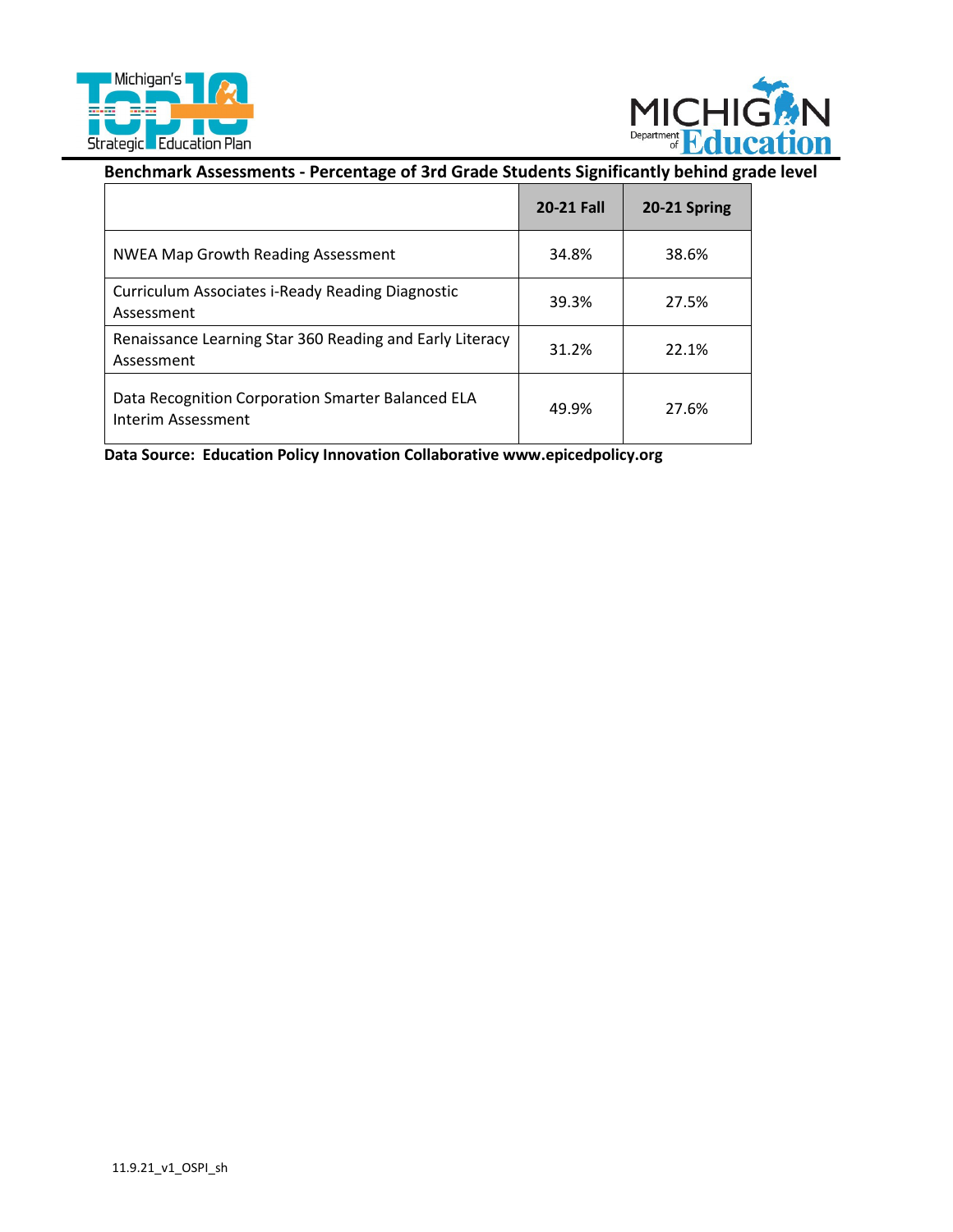**Benchmark Assessments - Percentage of 3rd Grade Students Significantly behind grade level**

| | 20-21 Fall | 20-21 Spring |
|---|---|---|
| NWEA Map Growth Reading Assessment | 34.8% | 38.6% |
| Curriculum Associates i-Ready Reading Diagnostic Assessment | 39.3% | 27.5% |
| Renaissance Learning Star 360 Reading and Early Literacy Assessment | 31.2% | 22.1% |
| Data Recognition Corporation Smarter Balanced ELA Interim Assessment | 49.9% | 27.6% |

**Data Source: Education Policy Innovation Collaborative www.epicedpolicy.org**

11.9.21_v1_OSPI_sh